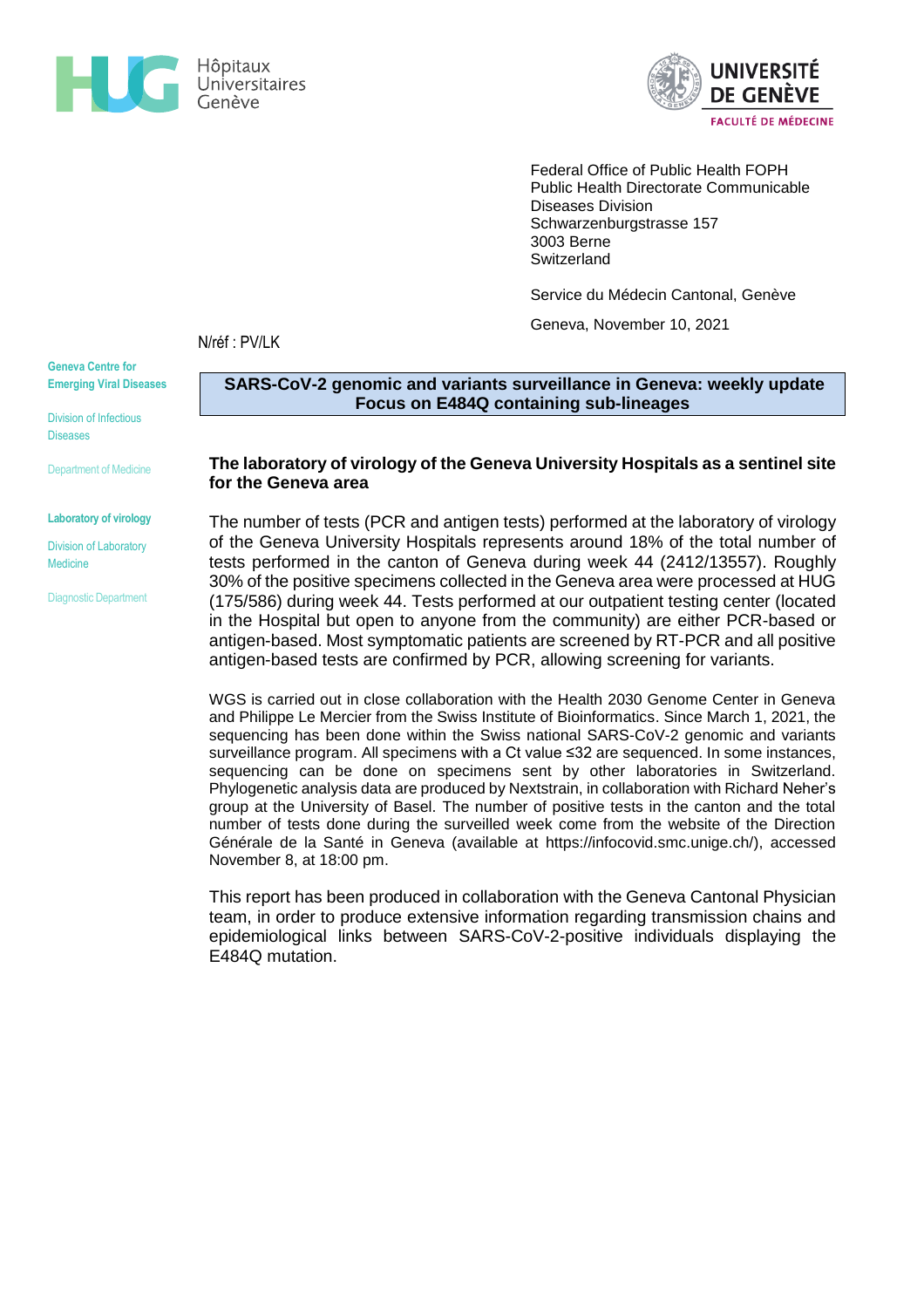Hôpitaux Universitaires Genève

UNIVERSITÉ DE GENÈVE
FACULTÉ DE MÉDECINE

Federal Office of Public Health FOPH
Public Health Directorate Communicable Diseases Division
Schwarzenburgstrasse 157
3003 Berne
Switzerland

Service du Médecin Cantonal, Genève

Geneva, November 10, 2021

N/réf : PV/LK

**Geneva Centre for Emerging Viral Diseases**

Division of Infectious Diseases

Department of Medicine

**Laboratory of virology**

Division of Laboratory Medicine

Diagnostic Department

## SARS-CoV-2 genomic and variants surveillance in Geneva: weekly update Focus on E484Q containing sub-lineages

### The laboratory of virology of the Geneva University Hospitals as a sentinel site for the Geneva area

The number of tests (PCR and antigen tests) performed at the laboratory of virology of the Geneva University Hospitals represents around 18% of the total number of tests performed in the canton of Geneva during week 44 (2412/13557). Roughly 30% of the positive specimens collected in the Geneva area were processed at HUG (175/586) during week 44. Tests performed at our outpatient testing center (located in the Hospital but open to anyone from the community) are either PCR-based or antigen-based. Most symptomatic patients are screened by RT-PCR and all positive antigen-based tests are confirmed by PCR, allowing screening for variants.

WGS is carried out in close collaboration with the Health 2030 Genome Center in Geneva and Philippe Le Mercier from the Swiss Institute of Bioinformatics. Since March 1, 2021, the sequencing has been done within the Swiss national SARS-CoV-2 genomic and variants surveillance program. All specimens with a Ct value ≤32 are sequenced. In some instances, sequencing can be done on specimens sent by other laboratories in Switzerland. Phylogenetic analysis data are produced by Nextstrain, in collaboration with Richard Neher's group at the University of Basel. The number of positive tests in the canton and the total number of tests done during the surveilled week come from the website of the Direction Générale de la Santé in Geneva (available at https://infocovid.smc.unige.ch/), accessed November 8, at 18:00 pm.

This report has been produced in collaboration with the Geneva Cantonal Physician team, in order to produce extensive information regarding transmission chains and epidemiological links between SARS-CoV-2-positive individuals displaying the E484Q mutation.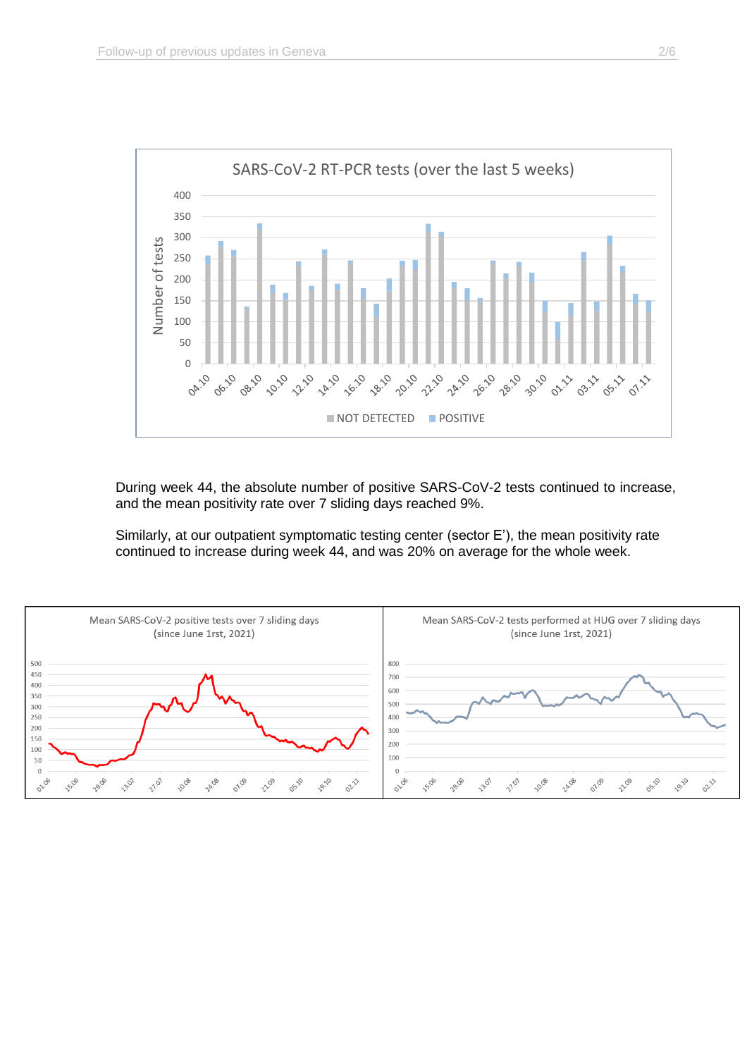During week 44, the absolute number of positive SARS-CoV-2 tests continued to increase, and the mean positivity rate over 7 sliding days reached 9%.

Similarly, at our outpatient symptomatic testing center (sector E'), the mean positivity rate continued to increase during week 44, and was 20% on average for the whole week.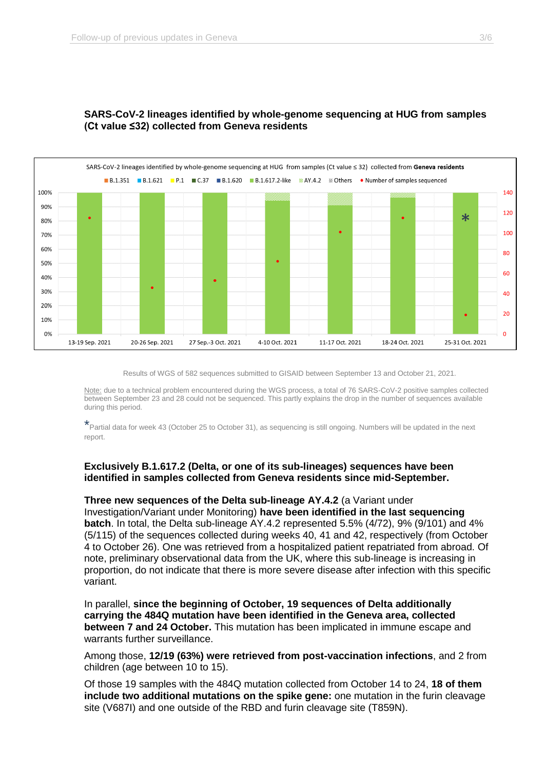**SARS-CoV-2 lineages identified by whole-genome sequencing at HUG from samples (Ct value ≤32) collected from Geneva residents**

Results of WGS of 582 sequences submitted to GISAID between September 13 and October 21, 2021.

Note: due to a technical problem encountered during the WGS process, a total of 76 SARS-CoV-2 positive samples collected between September 23 and 28 could not be sequenced. This partly explains the drop in the number of sequences available during this period.

*Partial data for week 43 (October 25 to October 31), as sequencing is still ongoing. Numbers will be updated in the next report.

**Exclusively B.1.617.2 (Delta, or one of its sub-lineages) sequences have been identified in samples collected from Geneva residents since mid-September.**

**Three new sequences of the Delta sub-lineage AY.4.2** (a Variant under Investigation/Variant under Monitoring) **have been identified in the last sequencing batch**. In total, the Delta sub-lineage AY.4.2 represented 5.5% (4/72), 9% (9/101) and 4% (5/115) of the sequences collected during weeks 40, 41 and 42, respectively (from October 4 to October 26). One was retrieved from a hospitalized patient repatriated from abroad. Of note, preliminary observational data from the UK, where this sub-lineage is increasing in proportion, do not indicate that there is more severe disease after infection with this specific variant.

In parallel, **since the beginning of October, 19 sequences of Delta additionally carrying the 484Q mutation have been identified in the Geneva area, collected between 7 and 24 October.** This mutation has been implicated in immune escape and warrants further surveillance.

Among those, **12/19 (63%) were retrieved from post-vaccination infections**, and 2 from children (age between 10 to 15).

Of those 19 samples with the 484Q mutation collected from October 14 to 24, **18 of them include two additional mutations on the spike gene:** one mutation in the furin cleavage site (V687I) and one outside of the RBD and furin cleavage site (T859N).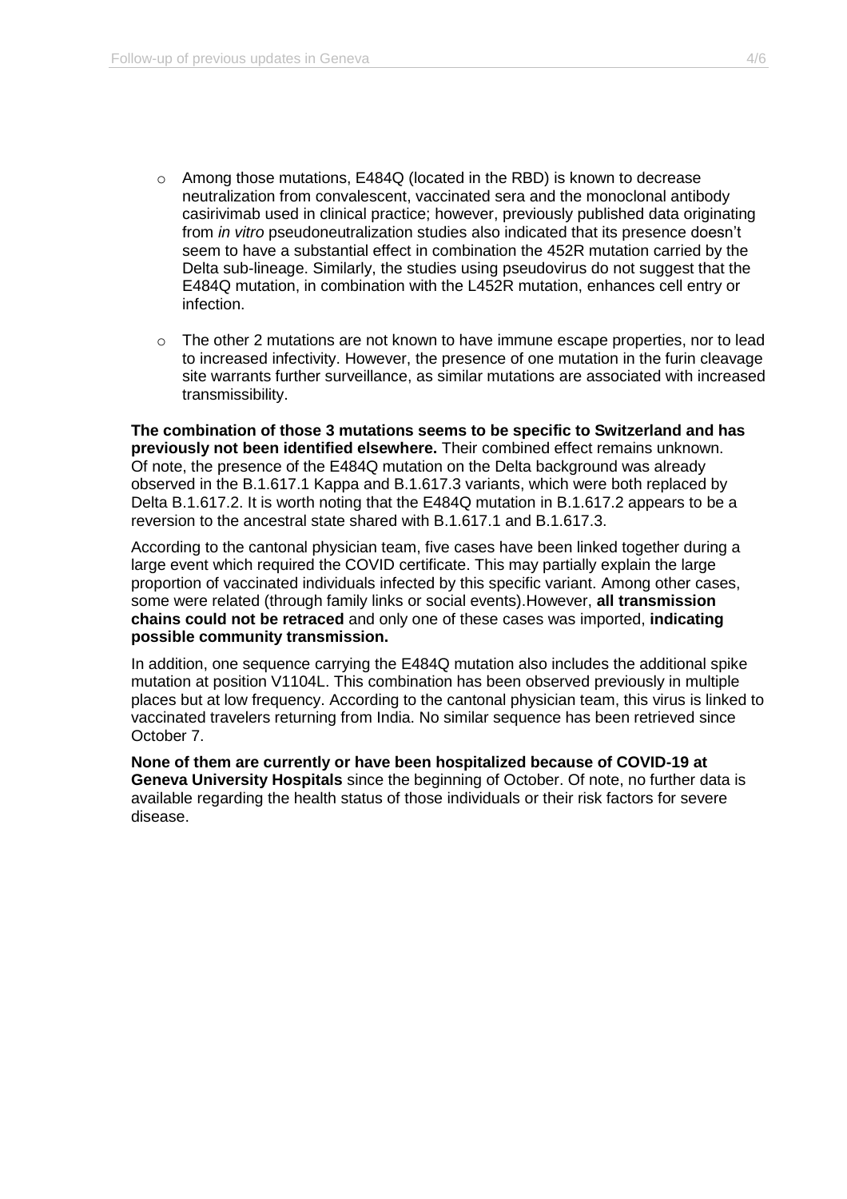- Among those mutations, E484Q (located in the RBD) is known to decrease neutralization from convalescent, vaccinated sera and the monoclonal antibody casirivimab used in clinical practice; however, previously published data originating from *in vitro* pseudoneutralization studies also indicated that its presence doesn't seem to have a substantial effect in combination the 452R mutation carried by the Delta sub-lineage. Similarly, the studies using pseudovirus do not suggest that the E484Q mutation, in combination with the L452R mutation, enhances cell entry or infection.
- The other 2 mutations are not known to have immune escape properties, nor to lead to increased infectivity. However, the presence of one mutation in the furin cleavage site warrants further surveillance, as similar mutations are associated with increased transmissibility.

**The combination of those 3 mutations seems to be specific to Switzerland and has previously not been identified elsewhere.** Their combined effect remains unknown. Of note, the presence of the E484Q mutation on the Delta background was already observed in the B.1.617.1 Kappa and B.1.617.3 variants, which were both replaced by Delta B.1.617.2. It is worth noting that the E484Q mutation in B.1.617.2 appears to be a reversion to the ancestral state shared with B.1.617.1 and B.1.617.3.

According to the cantonal physician team, five cases have been linked together during a large event which required the COVID certificate. This may partially explain the large proportion of vaccinated individuals infected by this specific variant. Among other cases, some were related (through family links or social events).However, **all transmission chains could not be retraced** and only one of these cases was imported, **indicating possible community transmission.**

In addition, one sequence carrying the E484Q mutation also includes the additional spike mutation at position V1104L. This combination has been observed previously in multiple places but at low frequency. According to the cantonal physician team, this virus is linked to vaccinated travelers returning from India. No similar sequence has been retrieved since October 7.

**None of them are currently or have been hospitalized because of COVID-19 at Geneva University Hospitals** since the beginning of October. Of note, no further data is available regarding the health status of those individuals or their risk factors for severe disease.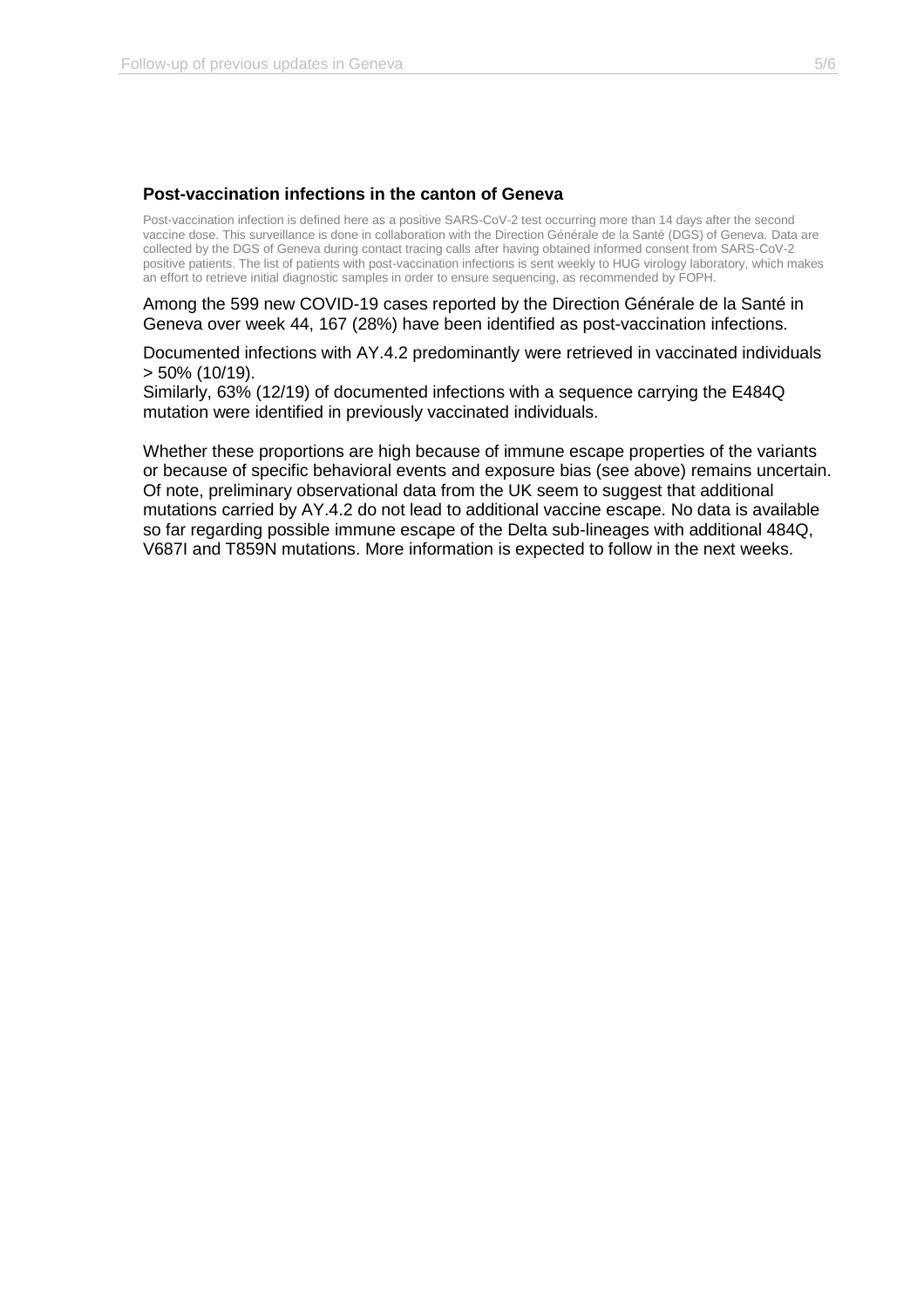### Post-vaccination infections in the canton of Geneva

Post-vaccination infection is defined here as a positive SARS-CoV-2 test occurring more than 14 days after the second vaccine dose. This surveillance is done in collaboration with the Direction Générale de la Santé (DGS) of Geneva. Data are collected by the DGS of Geneva during contact tracing calls after having obtained informed consent from SARS-CoV-2 positive patients. The list of patients with post-vaccination infections is sent weekly to HUG virology laboratory, which makes an effort to retrieve initial diagnostic samples in order to ensure sequencing, as recommended by FOPH.

Among the 599 new COVID-19 cases reported by the Direction Générale de la Santé in Geneva over week 44, 167 (28%) have been identified as post-vaccination infections.

Documented infections with AY.4.2 predominantly were retrieved in vaccinated individuals > 50% (10/19).
Similarly, 63% (12/19) of documented infections with a sequence carrying the E484Q mutation were identified in previously vaccinated individuals.

Whether these proportions are high because of immune escape properties of the variants or because of specific behavioral events and exposure bias (see above) remains uncertain. Of note, preliminary observational data from the UK seem to suggest that additional mutations carried by AY.4.2 do not lead to additional vaccine escape. No data is available so far regarding possible immune escape of the Delta sub-lineages with additional 484Q, V687I and T859N mutations. More information is expected to follow in the next weeks.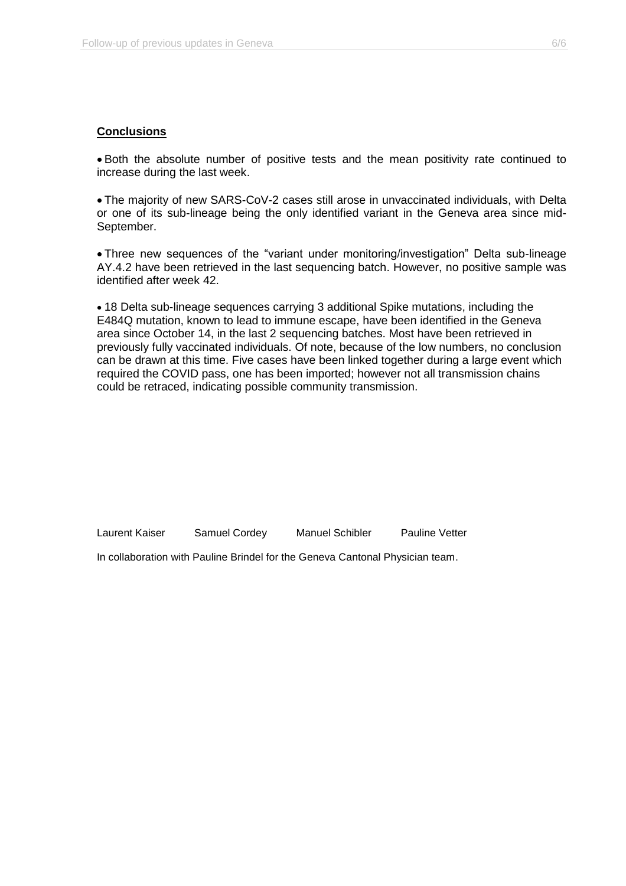**Conclusions**

- Both the absolute number of positive tests and the mean positivity rate continued to increase during the last week.

- The majority of new SARS-CoV-2 cases still arose in unvaccinated individuals, with Delta or one of its sub-lineage being the only identified variant in the Geneva area since mid-September.

- Three new sequences of the "variant under monitoring/investigation" Delta sub-lineage AY.4.2 have been retrieved in the last sequencing batch. However, no positive sample was identified after week 42.

- 18 Delta sub-lineage sequences carrying 3 additional Spike mutations, including the E484Q mutation, known to lead to immune escape, have been identified in the Geneva area since October 14, in the last 2 sequencing batches. Most have been retrieved in previously fully vaccinated individuals. Of note, because of the low numbers, no conclusion can be drawn at this time. Five cases have been linked together during a large event which required the COVID pass, one has been imported; however not all transmission chains could be retraced, indicating possible community transmission.

Laurent Kaiser    Samuel Cordey    Manuel Schibler    Pauline Vetter

In collaboration with Pauline Brindel for the Geneva Cantonal Physician team.